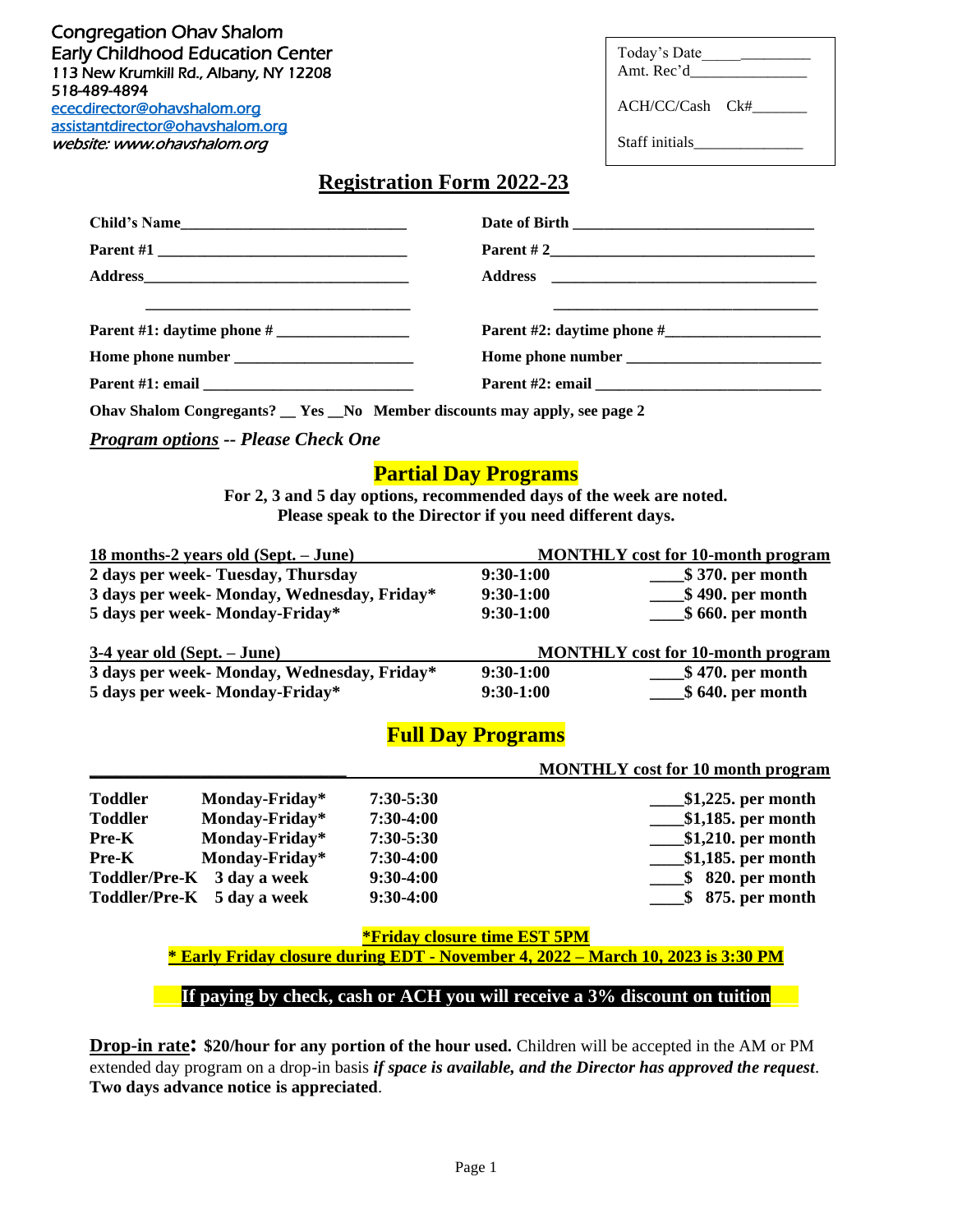Congregation Ohav Shalom
Early Childhood Education Center
113 New Krumkill Rd., Albany, NY 12208
518-489-4894
ececdirector@ohavshalom.org
assistantdirector@ohavshalom.org
*website: www.ohavshalom.org*

Today's Date______________
Amt. Rec'd_______________

ACH/CC/Cash Ck#_______

Staff initials_______________

# Registration Form 2022-23

**Child's Name**_____________________________ **Date of Birth** _______________________________

**Parent #1** _______________________________ **Parent # 2**_________________________________

**Address**_________________________________ **Address** _________________________________

___________________________________ ___________________________________

**Parent #1: daytime phone #** _________________ **Parent #2: daytime phone #**____________________

**Home phone number** _______________________ **Home phone number** _________________________

**Parent #1: email** ___________________________ **Parent #2: email** _____________________________

**Ohav Shalom Congregants? __ Yes __No Member discounts may apply, see page 2**

***Program options** -- Please Check One*

## Partial Day Programs

**For 2, 3 and 5 day options, recommended days of the week are noted.**
**Please speak to the Director if you need different days.**

| 18 months-2 years old (Sept. – June) | | MONTHLY cost for 10-month program |
|---|---|---|
| 2 days per week- Tuesday, Thursday | 9:30-1:00 | ____$ 370. per month |
| 3 days per week- Monday, Wednesday, Friday* | 9:30-1:00 | ____$ 490. per month |
| 5 days per week- Monday-Friday* | 9:30-1:00 | ____$ 660. per month |

| 3-4 year old (Sept. – June) | | MONTHLY cost for 10-month program |
|---|---|---|
| 3 days per week- Monday, Wednesday, Friday* | 9:30-1:00 | ____$ 470. per month |
| 5 days per week- Monday-Friday* | 9:30-1:00 | ____$ 640. per month |

## Full Day Programs

| | | | MONTHLY cost for 10 month program |
|---|---|---|---|
| Toddler | Monday-Friday* | 7:30-5:30 | ____$1,225. per month |
| Toddler | Monday-Friday* | 7:30-4:00 | ____$1,185. per month |
| Pre-K | Monday-Friday* | 7:30-5:30 | ____$1,210. per month |
| Pre-K | Monday-Friday* | 7:30-4:00 | ____$1,185. per month |
| Toddler/Pre-K | 3 day a week | 9:30-4:00 | ____$ 820. per month |
| Toddler/Pre-K | 5 day a week | 9:30-4:00 | ____$ 875. per month |

**\*Friday closure time EST 5PM**
**\* Early Friday closure during EDT - November 4, 2022 – March 10, 2023 is 3:30 PM**

**If paying by check, cash or ACH you will receive a 3% discount on tuition**

**Drop-in rate: $20/hour for any portion of the hour used.** Children will be accepted in the AM or PM extended day program on a drop-in basis ***if space is available, and the Director has approved the request***. **Two days advance notice is appreciated**.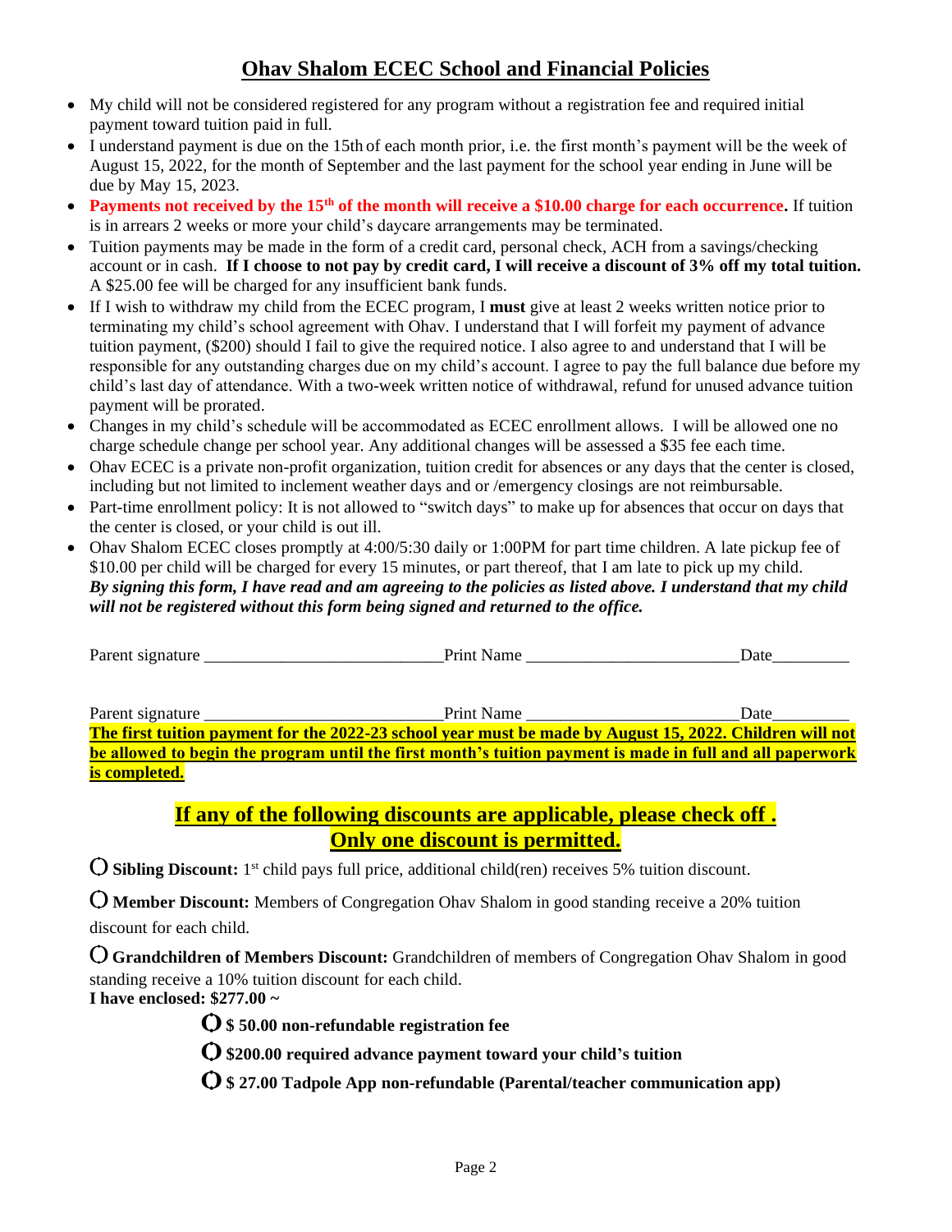# Ohav Shalom ECEC School and Financial Policies

- My child will not be considered registered for any program without a registration fee and required initial payment toward tuition paid in full.
- I understand payment is due on the 15th of each month prior, i.e. the first month's payment will be the week of August 15, 2022, for the month of September and the last payment for the school year ending in June will be due by May 15, 2023.
- **Payments not received by the 15th of the month will receive a $10.00 charge for each occurrence.** If tuition is in arrears 2 weeks or more your child's daycare arrangements may be terminated.
- Tuition payments may be made in the form of a credit card, personal check, ACH from a savings/checking account or in cash. **If I choose to not pay by credit card, I will receive a discount of 3% off my total tuition.** A $25.00 fee will be charged for any insufficient bank funds.
- If I wish to withdraw my child from the ECEC program, I **must** give at least 2 weeks written notice prior to terminating my child's school agreement with Ohav. I understand that I will forfeit my payment of advance tuition payment, ($200) should I fail to give the required notice. I also agree to and understand that I will be responsible for any outstanding charges due on my child's account. I agree to pay the full balance due before my child's last day of attendance. With a two-week written notice of withdrawal, refund for unused advance tuition payment will be prorated.
- Changes in my child's schedule will be accommodated as ECEC enrollment allows. I will be allowed one no charge schedule change per school year. Any additional changes will be assessed a $35 fee each time.
- Ohav ECEC is a private non-profit organization, tuition credit for absences or any days that the center is closed, including but not limited to inclement weather days and or /emergency closings are not reimbursable.
- Part-time enrollment policy: It is not allowed to "switch days" to make up for absences that occur on days that the center is closed, or your child is out ill.
- Ohav Shalom ECEC closes promptly at 4:00/5:30 daily or 1:00PM for part time children. A late pickup fee of $10.00 per child will be charged for every 15 minutes, or part thereof, that I am late to pick up my child.

***By signing this form, I have read and am agreeing to the policies as listed above. I understand that my child will not be registered without this form being signed and returned to the office.***

Parent signature ____________________________ Print Name _________________________ Date_________

Parent signature ____________________________ Print Name _________________________ Date_________

**The first tuition payment for the 2022-23 school year must be made by August 15, 2022. Children will not be allowed to begin the program until the first month's tuition payment is made in full and all paperwork is completed.**

## If any of the following discounts are applicable, please check off . Only one discount is permitted.

○ **Sibling Discount:** 1st child pays full price, additional child(ren) receives 5% tuition discount.

○ **Member Discount:** Members of Congregation Ohav Shalom in good standing receive a 20% tuition discount for each child.

○ **Grandchildren of Members Discount:** Grandchildren of members of Congregation Ohav Shalom in good standing receive a 10% tuition discount for each child.

**I have enclosed: $277.00 ~**

○ **$ 50.00 non-refundable registration fee**

○ **$200.00 required advance payment toward your child's tuition**

○ **$ 27.00 Tadpole App non-refundable (Parental/teacher communication app)**